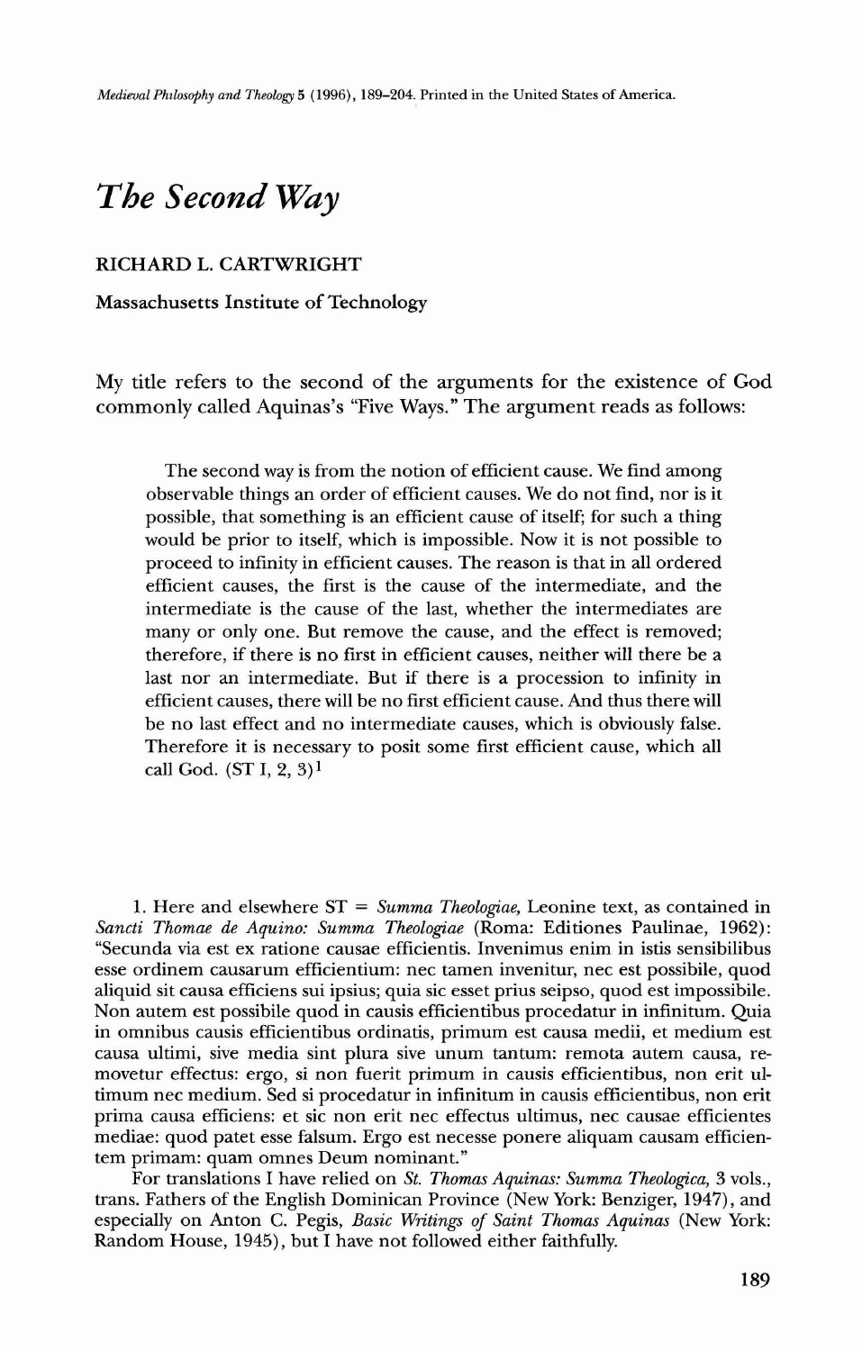# *The Second Way*

RICHARD L. CARTWRIGHT

**Massachusetts Institute of Technology**

My title refers to the second of the arguments for the existence of God commonly called Aquinas's "Five Ways." The argument reads as follows:

> The second way is from the notion of efficient cause. We find among observable things an order of efficient causes. We do not find, nor is it possible, that something is an efficient cause of itself; for such a thing would be prior to itself, which is impossible. Now it is not possible to proceed to infinity in efficient causes. The reason is that in all ordered efficient causes, the first is the cause of the intermediate, and the intermediate is the cause of the last, whether the intermediates are many or only one. But remove the cause, and the effect is removed; therefore, if there is no first in efficient causes, neither will there be a last nor an intermediate. But if there is a procession to infinity in efficient causes, there will be no first efficient cause. And thus there will be no last effect and no intermediate causes, which is obviously false. Therefore it is necessary to posit some first efficient cause, which all call God. (ST I, 2, 3)[1]

---

1. Here and elsewhere ST = *Summa Theologiae,* Leonine text, as contained in *Sancti Thomae de Aquino: Summa Theologiae* (Roma: Editiones Paulinae, 1962): "Secunda via est ex ratione causae efficientis. Invenimus enim in istis sensibilibus esse ordinem causarum efficientium: nec tamen invenitur, nec est possibile, quod aliquid sit causa efficiens sui ipsius; quia sic esset prius seipso, quod est impossibile. Non autem est possibile quod in causis efficientibus procedatur in infinitum. Quia in omnibus causis efficientibus ordinatis, primum est causa medii, et medium est causa ultimi, sive media sint plura sive unum tantum: remota autem causa, removetur effectus: ergo, si non fuerit primum in causis efficientibus, non erit ultimum nec medium. Sed si procedatur in infinitum in causis efficientibus, non erit prima causa efficiens: et sic non erit nec effectus ultimus, nec causae efficientes mediae: quod patet esse falsum. Ergo est necesse ponere aliquam causam efficientem primam: quam omnes Deum nominant."

For translations I have relied on *St. Thomas Aquinas: Summa Theologica,* 3 vols., trans. Fathers of the English Dominican Province (New York: Benziger, 1947), and especially on Anton C. Pegis, *Basic Writings of Saint Thomas Aquinas* (New York: Random House, 1945), but I have not followed either faithfully.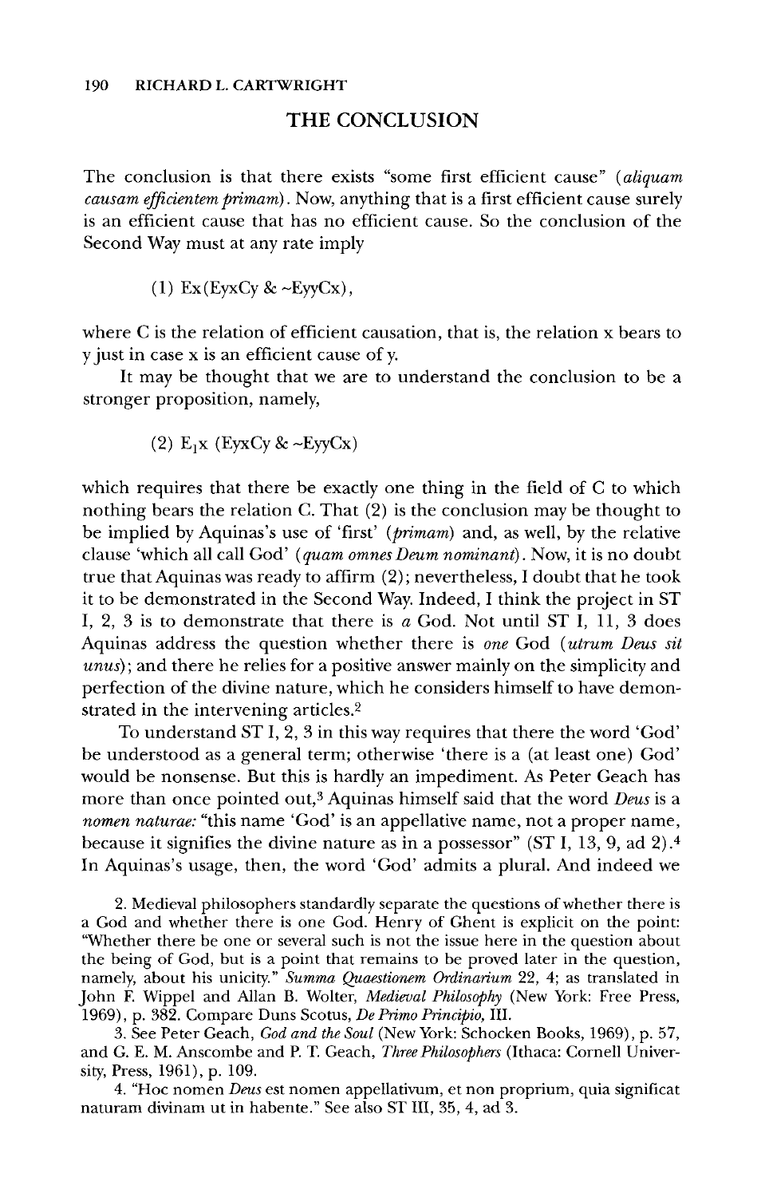## THE CONCLUSION

The conclusion is that there exists "some first efficient cause" (*aliquam causam efficientem primam*). Now, anything that is a first efficient cause surely is an efficient cause that has no efficient cause. So the conclusion of the Second Way must at any rate imply

$$(1)\ \text{Ex}(\text{EyxCy}\ \&\ {\sim}\text{EyyCx}),$$

where C is the relation of efficient causation, that is, the relation x bears to y just in case x is an efficient cause of y.

It may be thought that we are to understand the conclusion to be a stronger proposition, namely,

$$(2)\ \text{E}_1\text{x}\ (\text{EyxCy}\ \&\ {\sim}\text{EyyCx})$$

which requires that there be exactly one thing in the field of C to which nothing bears the relation C. That (2) is the conclusion may be thought to be implied by Aquinas's use of 'first' (*primam*) and, as well, by the relative clause 'which all call God' (*quam omnes Deum nominant*). Now, it is no doubt true that Aquinas was ready to affirm (2); nevertheless, I doubt that he took it to be demonstrated in the Second Way. Indeed, I think the project in ST I, 2, 3 is to demonstrate that there is *a* God. Not until ST I, 11, 3 does Aquinas address the question whether there is *one* God (*utrum Deus sit unus*); and there he relies for a positive answer mainly on the simplicity and perfection of the divine nature, which he considers himself to have demonstrated in the intervening articles.[2]

To understand ST I, 2, 3 in this way requires that there the word 'God' be understood as a general term; otherwise 'there is a (at least one) God' would be nonsense. But this is hardly an impediment. As Peter Geach has more than once pointed out,[3] Aquinas himself said that the word *Deus* is a *nomen naturae:* "this name 'God' is an appellative name, not a proper name, because it signifies the divine nature as in a possessor" (ST I, 13, 9, ad 2).[4] In Aquinas's usage, then, the word 'God' admits a plural. And indeed we

2. Medieval philosophers standardly separate the questions of whether there is a God and whether there is one God. Henry of Ghent is explicit on the point: "Whether there be one or several such is not the issue here in the question about the being of God, but is a point that remains to be proved later in the question, namely, about his unicity." *Summa Quaestionem Ordinarium* 22, 4; as translated in John F. Wippel and Allan B. Wolter, *Medieval Philosophy* (New York: Free Press, 1969), p. 382. Compare Duns Scotus, *De Primo Principio*, III.

3. See Peter Geach, *God and the Soul* (New York: Schocken Books, 1969), p. 57, and G. E. M. Anscombe and P. T. Geach, *Three Philosophers* (Ithaca: Cornell University, Press, 1961), p. 109.

4. "Hoc nomen *Deus* est nomen appellativum, et non proprium, quia significat naturam divinam ut in habente." See also ST III, 35, 4, ad 3.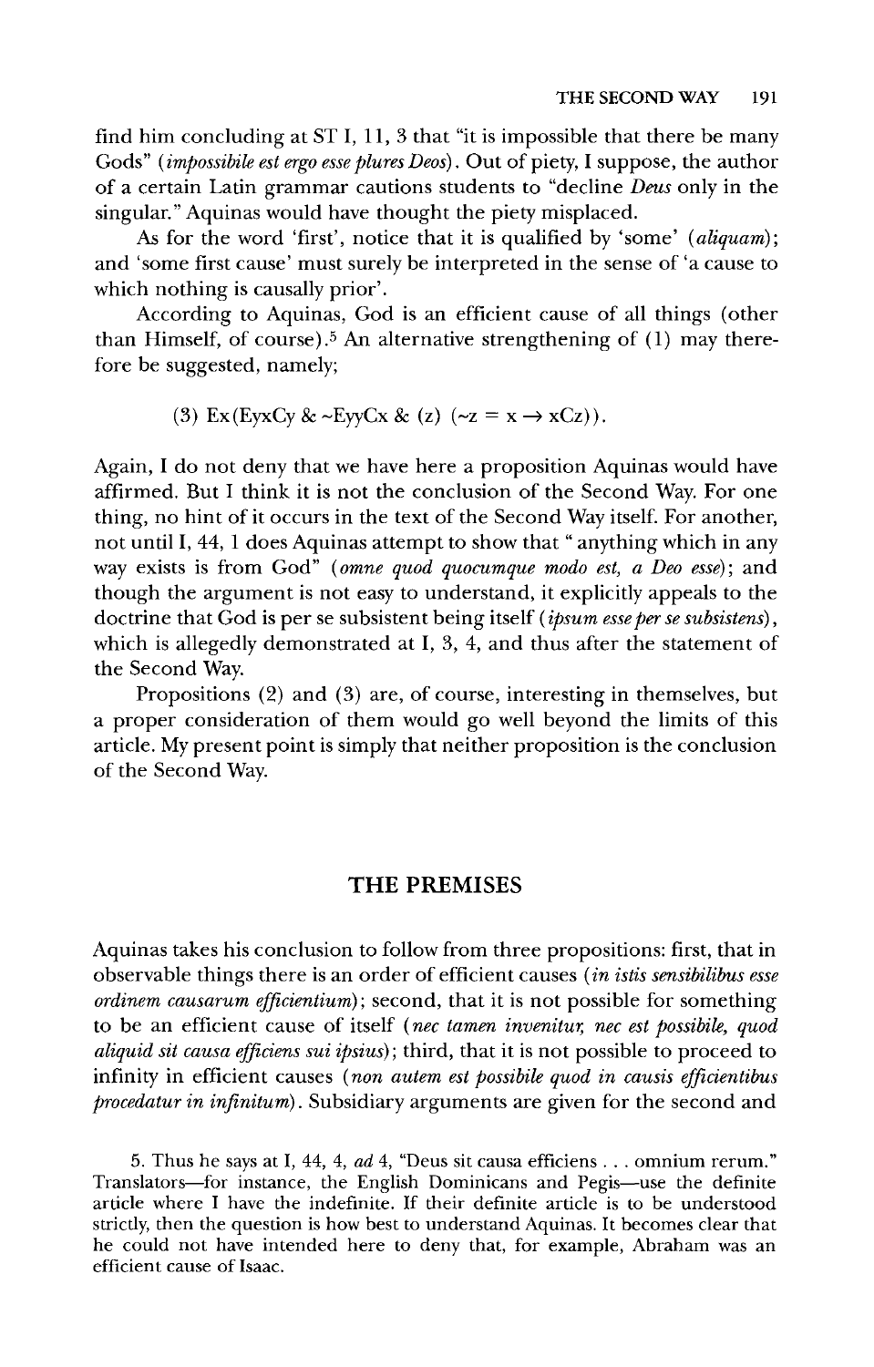find him concluding at ST I, 11, 3 that "it is impossible that there be many Gods" (*impossibile est ergo esse plures Deos*). Out of piety, I suppose, the author of a certain Latin grammar cautions students to "decline *Deus* only in the singular." Aquinas would have thought the piety misplaced.

As for the word 'first', notice that it is qualified by 'some' (*aliquam*); and 'some first cause' must surely be interpreted in the sense of 'a cause to which nothing is causally prior'.

According to Aquinas, God is an efficient cause of all things (other than Himself, of course).[5] An alternative strengthening of (1) may therefore be suggested, namely;

$$\text{(3) } Ex(EyxCy \;\&\; {\sim}EyyCx \;\&\; (z)\ ({\sim}z = x \rightarrow xCz)).$$

Again, I do not deny that we have here a proposition Aquinas would have affirmed. But I think it is not the conclusion of the Second Way. For one thing, no hint of it occurs in the text of the Second Way itself. For another, not until I, 44, 1 does Aquinas attempt to show that " anything which in any way exists is from God" (*omne quod quocumque modo est, a Deo esse*); and though the argument is not easy to understand, it explicitly appeals to the doctrine that God is per se subsistent being itself (*ipsum esse per se subsistens*), which is allegedly demonstrated at I, 3, 4, and thus after the statement of the Second Way.

Propositions (2) and (3) are, of course, interesting in themselves, but a proper consideration of them would go well beyond the limits of this article. My present point is simply that neither proposition is the conclusion of the Second Way.

## THE PREMISES

Aquinas takes his conclusion to follow from three propositions: first, that in observable things there is an order of efficient causes (*in istis sensibilibus esse ordinem causarum efficientium*); second, that it is not possible for something to be an efficient cause of itself (*nec tamen invenitur, nec est possibile, quod aliquid sit causa efficiens sui ipsius*); third, that it is not possible to proceed to infinity in efficient causes (*non autem est possibile quod in causis efficientibus procedatur in infinitum*). Subsidiary arguments are given for the second and

5. Thus he says at I, 44, 4, *ad* 4, "Deus sit causa efficiens . . . omnium rerum." Translators—for instance, the English Dominicans and Pegis—use the definite article where I have the indefinite. If their definite article is to be understood strictly, then the question is how best to understand Aquinas. It becomes clear that he could not have intended here to deny that, for example, Abraham was an efficient cause of Isaac.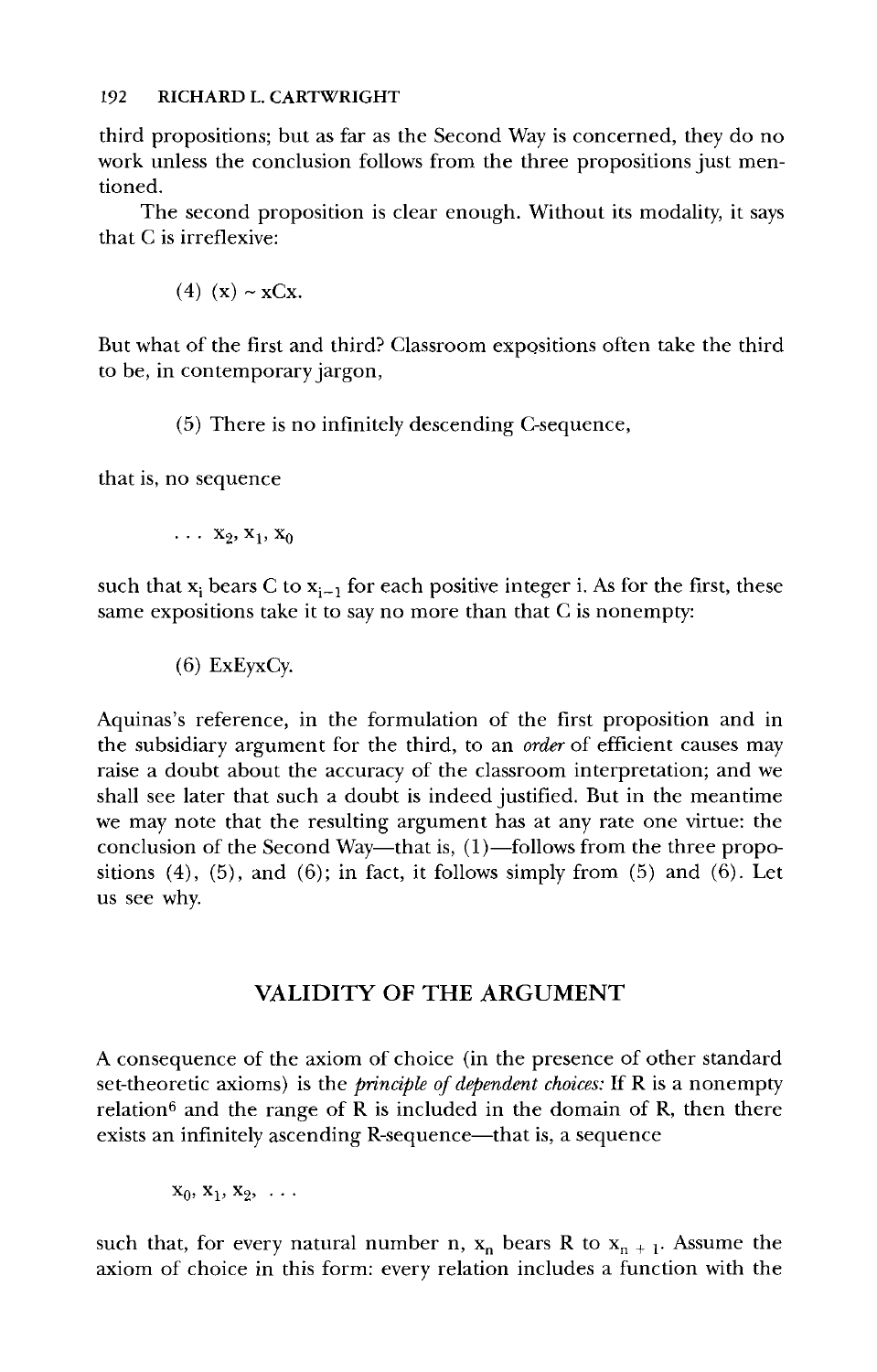third propositions; but as far as the Second Way is concerned, they do no work unless the conclusion follows from the three propositions just mentioned.

The second proposition is clear enough. Without its modality, it says that C is irreflexive:

(4) (x) ~ xCx.

But what of the first and third? Classroom expositions often take the third to be, in contemporary jargon,

(5) There is no infinitely descending C-sequence,

that is, no sequence

$$\ldots x_2, x_1, x_0$$

such that $x_i$ bears C to $x_{i-1}$ for each positive integer i. As for the first, these same expositions take it to say no more than that C is nonempty:

(6) ExEyxCy.

Aquinas's reference, in the formulation of the first proposition and in the subsidiary argument for the third, to an *order* of efficient causes may raise a doubt about the accuracy of the classroom interpretation; and we shall see later that such a doubt is indeed justified. But in the meantime we may note that the resulting argument has at any rate one virtue: the conclusion of the Second Way—that is, (1)—follows from the three propositions (4), (5), and (6); in fact, it follows simply from (5) and (6). Let us see why.

## VALIDITY OF THE ARGUMENT

A consequence of the axiom of choice (in the presence of other standard set-theoretic axioms) is the *principle of dependent choices:* If R is a nonempty relation[6] and the range of R is included in the domain of R, then there exists an infinitely ascending R-sequence—that is, a sequence

$$x_0, x_1, x_2, \ldots$$

such that, for every natural number n, $x_n$ bears R to $x_{n+1}$. Assume the axiom of choice in this form: every relation includes a function with the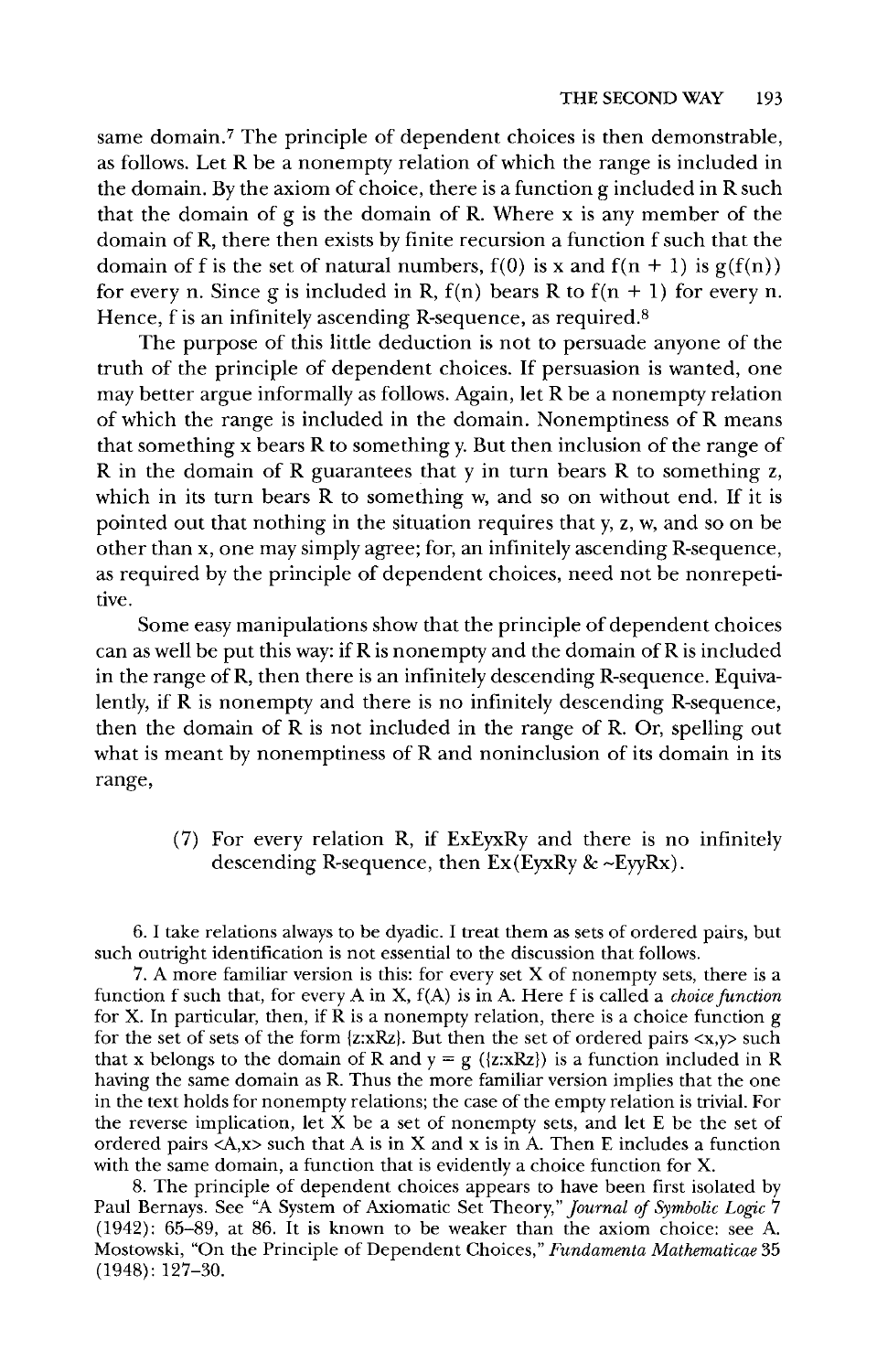same domain.[7] The principle of dependent choices is then demonstrable, as follows. Let R be a nonempty relation of which the range is included in the domain. By the axiom of choice, there is a function g included in R such that the domain of g is the domain of R. Where x is any member of the domain of R, there then exists by finite recursion a function f such that the domain of f is the set of natural numbers, f(0) is x and f(n + 1) is g(f(n)) for every n. Since g is included in R, f(n) bears R to f(n + 1) for every n. Hence, f is an infinitely ascending R-sequence, as required.[8]

The purpose of this little deduction is not to persuade anyone of the truth of the principle of dependent choices. If persuasion is wanted, one may better argue informally as follows. Again, let R be a nonempty relation of which the range is included in the domain. Nonemptiness of R means that something x bears R to something y. But then inclusion of the range of R in the domain of R guarantees that y in turn bears R to something z, which in its turn bears R to something w, and so on without end. If it is pointed out that nothing in the situation requires that y, z, w, and so on be other than x, one may simply agree; for, an infinitely ascending R-sequence, as required by the principle of dependent choices, need not be nonrepetitive.

Some easy manipulations show that the principle of dependent choices can as well be put this way: if R is nonempty and the domain of R is included in the range of R, then there is an infinitely descending R-sequence. Equivalently, if R is nonempty and there is no infinitely descending R-sequence, then the domain of R is not included in the range of R. Or, spelling out what is meant by nonemptiness of R and noninclusion of its domain in its range,

> (7) For every relation R, if ExEyxRy and there is no infinitely descending R-sequence, then Ex(EyxRy & ~EyyRx).

6. I take relations always to be dyadic. I treat them as sets of ordered pairs, but such outright identification is not essential to the discussion that follows.

7. A more familiar version is this: for every set X of nonempty sets, there is a function f such that, for every A in X, f(A) is in A. Here f is called a *choice function* for X. In particular, then, if R is a nonempty relation, there is a choice function g for the set of sets of the form {z:xRz}. But then the set of ordered pairs <x,y> such that x belongs to the domain of R and y = g ({z:xRz}) is a function included in R having the same domain as R. Thus the more familiar version implies that the one in the text holds for nonempty relations; the case of the empty relation is trivial. For the reverse implication, let X be a set of nonempty sets, and let E be the set of ordered pairs <A,x> such that A is in X and x is in A. Then E includes a function with the same domain, a function that is evidently a choice function for X.

8. The principle of dependent choices appears to have been first isolated by Paul Bernays. See "A System of Axiomatic Set Theory," *Journal of Symbolic Logic* 7 (1942): 65–89, at 86. It is known to be weaker than the axiom choice: see A. Mostowski, "On the Principle of Dependent Choices," *Fundamenta Mathematicae* 35 (1948): 127–30.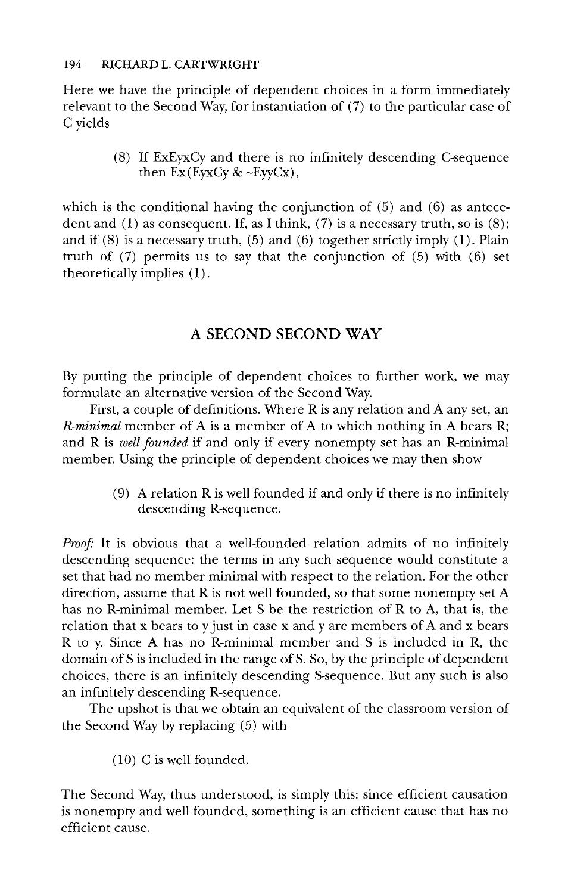Here we have the principle of dependent choices in a form immediately relevant to the Second Way, for instantiation of (7) to the particular case of C yields

> (8) If ExEyxCy and there is no infinitely descending C-sequence then Ex(EyxCy & ~EyyCx),

which is the conditional having the conjunction of (5) and (6) as antecedent and (1) as consequent. If, as I think, (7) is a necessary truth, so is (8); and if (8) is a necessary truth, (5) and (6) together strictly imply (1). Plain truth of (7) permits us to say that the conjunction of (5) with (6) set theoretically implies (1).

## A SECOND SECOND WAY

By putting the principle of dependent choices to further work, we may formulate an alternative version of the Second Way.

First, a couple of definitions. Where R is any relation and A any set, an *R-minimal* member of A is a member of A to which nothing in A bears R; and R is *well founded* if and only if every nonempty set has an R-minimal member. Using the principle of dependent choices we may then show

> (9) A relation R is well founded if and only if there is no infinitely descending R-sequence.

*Proof:* It is obvious that a well-founded relation admits of no infinitely descending sequence: the terms in any such sequence would constitute a set that had no member minimal with respect to the relation. For the other direction, assume that R is not well founded, so that some nonempty set A has no R-minimal member. Let S be the restriction of R to A, that is, the relation that x bears to y just in case x and y are members of A and x bears R to y. Since A has no R-minimal member and S is included in R, the domain of S is included in the range of S. So, by the principle of dependent choices, there is an infinitely descending S-sequence. But any such is also an infinitely descending R-sequence.

The upshot is that we obtain an equivalent of the classroom version of the Second Way by replacing (5) with

> (10) C is well founded.

The Second Way, thus understood, is simply this: since efficient causation is nonempty and well founded, something is an efficient cause that has no efficient cause.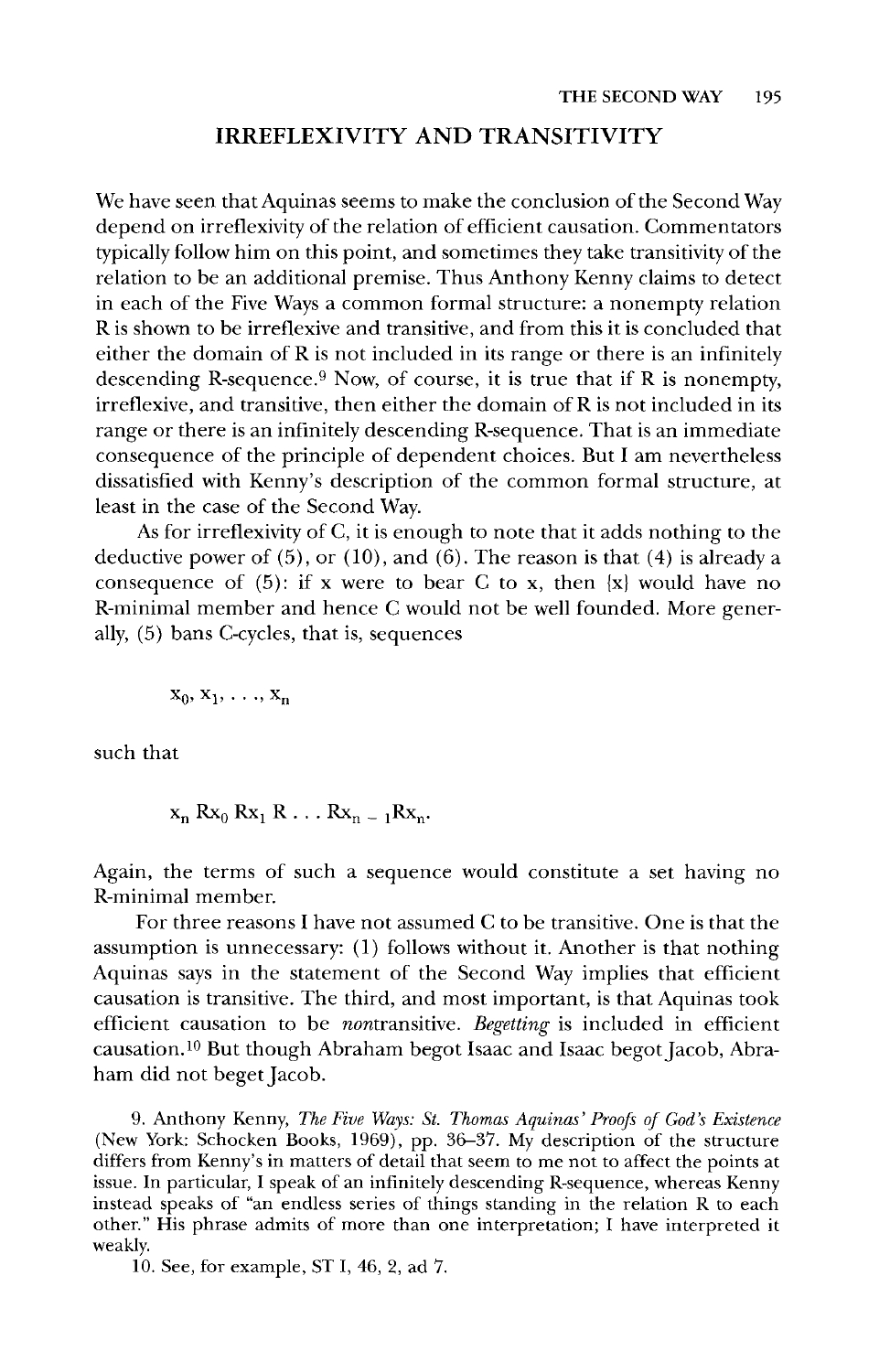## IRREFLEXIVITY AND TRANSITIVITY

We have seen that Aquinas seems to make the conclusion of the Second Way depend on irreflexivity of the relation of efficient causation. Commentators typically follow him on this point, and sometimes they take transitivity of the relation to be an additional premise. Thus Anthony Kenny claims to detect in each of the Five Ways a common formal structure: a nonempty relation R is shown to be irreflexive and transitive, and from this it is concluded that either the domain of R is not included in its range or there is an infinitely descending R-sequence.[9] Now, of course, it is true that if R is nonempty, irreflexive, and transitive, then either the domain of R is not included in its range or there is an infinitely descending R-sequence. That is an immediate consequence of the principle of dependent choices. But I am nevertheless dissatisfied with Kenny's description of the common formal structure, at least in the case of the Second Way.

As for irreflexivity of C, it is enough to note that it adds nothing to the deductive power of (5), or (10), and (6). The reason is that (4) is already a consequence of (5): if x were to bear C to x, then {x} would have no R-minimal member and hence C would not be well founded. More generally, (5) bans C-cycles, that is, sequences

$$x_0, x_1, \ldots, x_n$$

such that

$$x_n R x_0 R x_1 R \ldots R x_{n-1} R x_n.$$

Again, the terms of such a sequence would constitute a set having no R-minimal member.

For three reasons I have not assumed C to be transitive. One is that the assumption is unnecessary: (1) follows without it. Another is that nothing Aquinas says in the statement of the Second Way implies that efficient causation is transitive. The third, and most important, is that Aquinas took efficient causation to be *non*transitive. *Begetting* is included in efficient causation.[10] But though Abraham begot Isaac and Isaac begot Jacob, Abraham did not beget Jacob.

9. Anthony Kenny, *The Five Ways: St. Thomas Aquinas' Proofs of God's Existence* (New York: Schocken Books, 1969), pp. 36–37. My description of the structure differs from Kenny's in matters of detail that seem to me not to affect the points at issue. In particular, I speak of an infinitely descending R-sequence, whereas Kenny instead speaks of "an endless series of things standing in the relation R to each other." His phrase admits of more than one interpretation; I have interpreted it weakly.

10. See, for example, ST I, 46, 2, ad 7.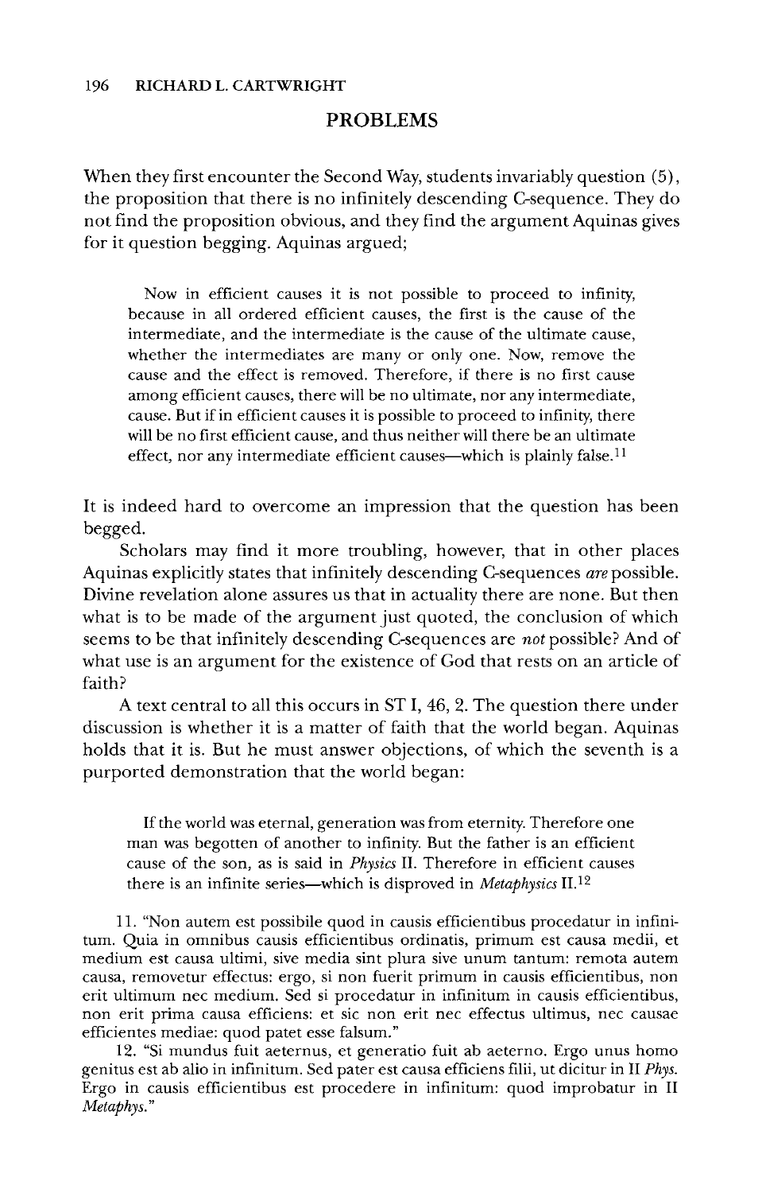## PROBLEMS

When they first encounter the Second Way, students invariably question (5), the proposition that there is no infinitely descending C-sequence. They do not find the proposition obvious, and they find the argument Aquinas gives for it question begging. Aquinas argued;

> Now in efficient causes it is not possible to proceed to infinity, because in all ordered efficient causes, the first is the cause of the intermediate, and the intermediate is the cause of the ultimate cause, whether the intermediates are many or only one. Now, remove the cause and the effect is removed. Therefore, if there is no first cause among efficient causes, there will be no ultimate, nor any intermediate, cause. But if in efficient causes it is possible to proceed to infinity, there will be no first efficient cause, and thus neither will there be an ultimate effect, nor any intermediate efficient causes—which is plainly false.[11]

It is indeed hard to overcome an impression that the question has been begged.

Scholars may find it more troubling, however, that in other places Aquinas explicitly states that infinitely descending C-sequences *are* possible. Divine revelation alone assures us that in actuality there are none. But then what is to be made of the argument just quoted, the conclusion of which seems to be that infinitely descending C-sequences are *not* possible? And of what use is an argument for the existence of God that rests on an article of faith?

A text central to all this occurs in ST I, 46, 2. The question there under discussion is whether it is a matter of faith that the world began. Aquinas holds that it is. But he must answer objections, of which the seventh is a purported demonstration that the world began:

> If the world was eternal, generation was from eternity. Therefore one man was begotten of another to infinity. But the father is an efficient cause of the son, as is said in *Physics* II. Therefore in efficient causes there is an infinite series—which is disproved in *Metaphysics* II.[12]

11. "Non autem est possibile quod in causis efficientibus procedatur in infinitum. Quia in omnibus causis efficientibus ordinatis, primum est causa medii, et medium est causa ultimi, sive media sint plura sive unum tantum: remota autem causa, removetur effectus: ergo, si non fuerit primum in causis efficientibus, non erit ultimum nec medium. Sed si procedatur in infinitum in causis efficientibus, non erit prima causa efficiens: et sic non erit nec effectus ultimus, nec causae efficientes mediae: quod patet esse falsum."

12. "Si mundus fuit aeternus, et generatio fuit ab aeterno. Ergo unus homo genitus est ab alio in infinitum. Sed pater est causa efficiens filii, ut dicitur in II *Phys.* Ergo in causis efficientibus est procedere in infinitum: quod improbatur in II *Metaphys.*"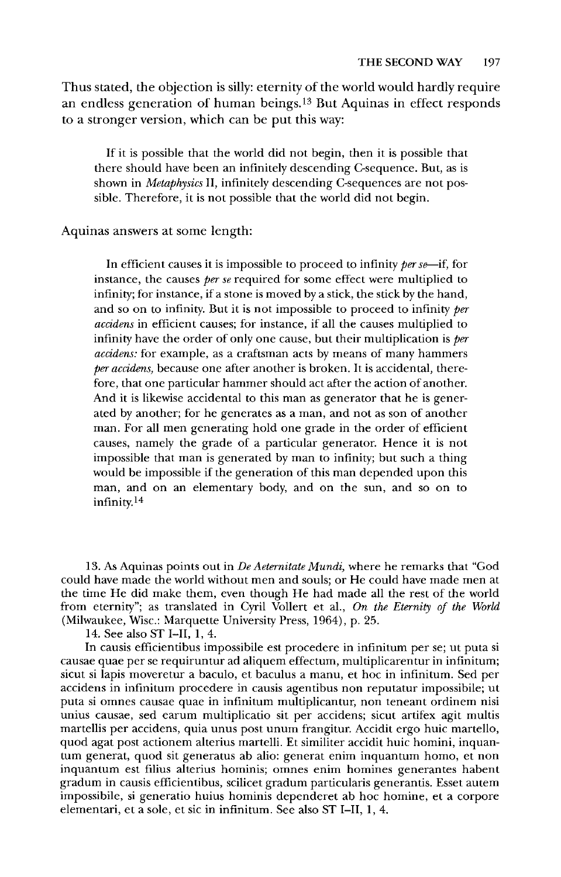Thus stated, the objection is silly: eternity of the world would hardly require an endless generation of human beings.[13] But Aquinas in effect responds to a stronger version, which can be put this way:

> If it is possible that the world did not begin, then it is possible that there should have been an infinitely descending C-sequence. But, as is shown in *Metaphysics* II, infinitely descending C-sequences are not possible. Therefore, it is not possible that the world did not begin.

Aquinas answers at some length:

> In efficient causes it is impossible to proceed to infinity *per se*—if, for instance, the causes *per se* required for some effect were multiplied to infinity; for instance, if a stone is moved by a stick, the stick by the hand, and so on to infinity. But it is not impossible to proceed to infinity *per accidens* in efficient causes; for instance, if all the causes multiplied to infinity have the order of only one cause, but their multiplication is *per accidens:* for example, as a craftsman acts by means of many hammers *per accidens,* because one after another is broken. It is accidental, therefore, that one particular hammer should act after the action of another. And it is likewise accidental to this man as generator that he is generated by another; for he generates as a man, and not as son of another man. For all men generating hold one grade in the order of efficient causes, namely the grade of a particular generator. Hence it is not impossible that man is generated by man to infinity; but such a thing would be impossible if the generation of this man depended upon this man, and on an elementary body, and on the sun, and so on to infinity.[14]

13. As Aquinas points out in *De Aeternitate Mundi,* where he remarks that "God could have made the world without men and souls; or He could have made men at the time He did make them, even though He had made all the rest of the world from eternity"; as translated in Cyril Vollert et al., *On the Eternity of the World* (Milwaukee, Wisc.: Marquette University Press, 1964), p. 25.

14. See also ST I–II, 1, 4.

In causis efficientibus impossibile est procedere in infinitum per se; ut puta si causae quae per se requiruntur ad aliquem effectum, multiplicarentur in infinitum; sicut si lapis moveretur a baculo, et baculus a manu, et hoc in infinitum. Sed per accidens in infinitum procedere in causis agentibus non reputatur impossibile; ut puta si omnes causae quae in infinitum multiplicantur, non teneant ordinem nisi unius causae, sed earum multiplicatio sit per accidens; sicut artifex agit multis martellis per accidens, quia unus post unum frangitur. Accidit ergo huic martello, quod agat post actionem alterius martelli. Et similiter accidit huic homini, inquantum generat, quod sit generatus ab alio: generat enim inquantum homo, et non inquantum est filius alterius hominis; omnes enim homines generantes habent gradum in causis efficientibus, scilicet gradum particularis generantis. Esset autem impossibile, si generatio huius hominis dependeret ab hoc homine, et a corpore elementari, et a sole, et sic in infinitum. See also ST I–II, 1, 4.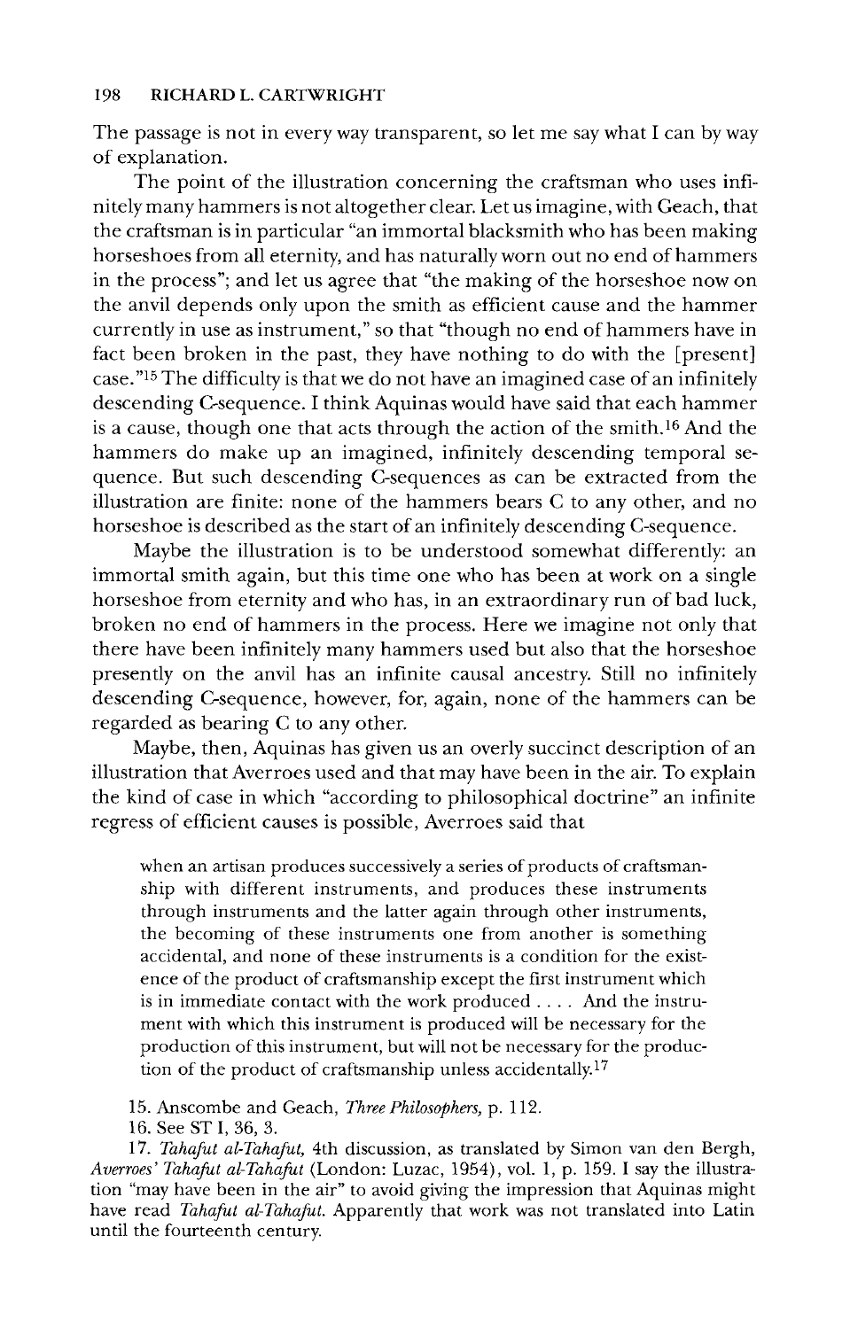The passage is not in every way transparent, so let me say what I can by way of explanation.

The point of the illustration concerning the craftsman who uses infinitely many hammers is not altogether clear. Let us imagine, with Geach, that the craftsman is in particular "an immortal blacksmith who has been making horseshoes from all eternity, and has naturally worn out no end of hammers in the process"; and let us agree that "the making of the horseshoe now on the anvil depends only upon the smith as efficient cause and the hammer currently in use as instrument," so that "though no end of hammers have in fact been broken in the past, they have nothing to do with the [present] case."[15] The difficulty is that we do not have an imagined case of an infinitely descending C-sequence. I think Aquinas would have said that each hammer is a cause, though one that acts through the action of the smith.[16] And the hammers do make up an imagined, infinitely descending temporal sequence. But such descending C-sequences as can be extracted from the illustration are finite: none of the hammers bears C to any other, and no horseshoe is described as the start of an infinitely descending C-sequence.

Maybe the illustration is to be understood somewhat differently: an immortal smith again, but this time one who has been at work on a single horseshoe from eternity and who has, in an extraordinary run of bad luck, broken no end of hammers in the process. Here we imagine not only that there have been infinitely many hammers used but also that the horseshoe presently on the anvil has an infinite causal ancestry. Still no infinitely descending C-sequence, however, for, again, none of the hammers can be regarded as bearing C to any other.

Maybe, then, Aquinas has given us an overly succinct description of an illustration that Averroes used and that may have been in the air. To explain the kind of case in which "according to philosophical doctrine" an infinite regress of efficient causes is possible, Averroes said that

> when an artisan produces successively a series of products of craftsmanship with different instruments, and produces these instruments through instruments and the latter again through other instruments, the becoming of these instruments one from another is something accidental, and none of these instruments is a condition for the existence of the product of craftsmanship except the first instrument which is in immediate contact with the work produced . . . . And the instrument with which this instrument is produced will be necessary for the production of this instrument, but will not be necessary for the production of the product of craftsmanship unless accidentally.[17]

15. Anscombe and Geach, *Three Philosophers*, p. 112.

16. See ST I, 36, 3.

17. *Tahafut al-Tahafut*, 4th discussion, as translated by Simon van den Bergh, *Averroes' Tahafut al-Tahafut* (London: Luzac, 1954), vol. 1, p. 159. I say the illustration "may have been in the air" to avoid giving the impression that Aquinas might have read *Tahafut al-Tahafut*. Apparently that work was not translated into Latin until the fourteenth century.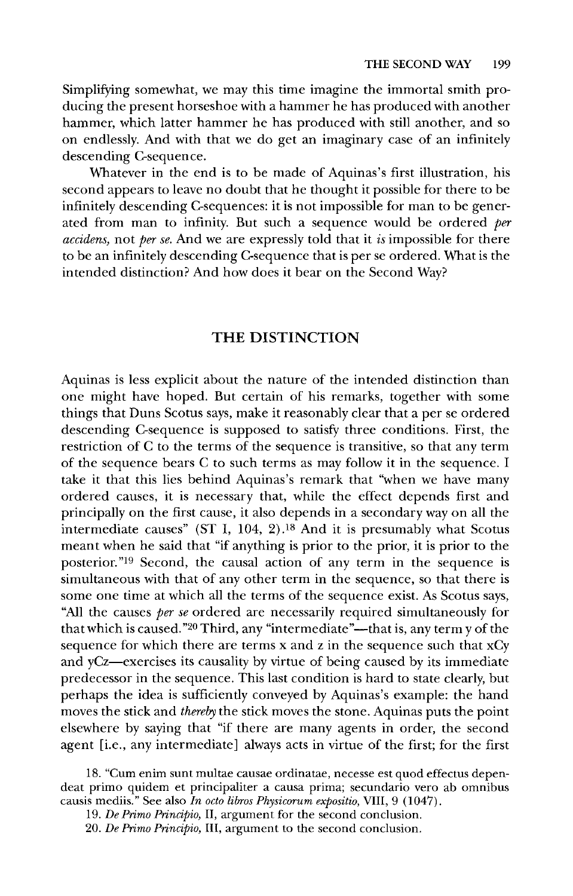Simplifying somewhat, we may this time imagine the immortal smith producing the present horseshoe with a hammer he has produced with another hammer, which latter hammer he has produced with still another, and so on endlessly. And with that we do get an imaginary case of an infinitely descending C-sequence.

Whatever in the end is to be made of Aquinas's first illustration, his second appears to leave no doubt that he thought it possible for there to be infinitely descending C-sequences: it is not impossible for man to be generated from man to infinity. But such a sequence would be ordered *per accidens,* not *per se.* And we are expressly told that it *is* impossible for there to be an infinitely descending C-sequence that is per se ordered. What is the intended distinction? And how does it bear on the Second Way?

## THE DISTINCTION

Aquinas is less explicit about the nature of the intended distinction than one might have hoped. But certain of his remarks, together with some things that Duns Scotus says, make it reasonably clear that a per se ordered descending C-sequence is supposed to satisfy three conditions. First, the restriction of C to the terms of the sequence is transitive, so that any term of the sequence bears C to such terms as may follow it in the sequence. I take it that this lies behind Aquinas's remark that "when we have many ordered causes, it is necessary that, while the effect depends first and principally on the first cause, it also depends in a secondary way on all the intermediate causes" (ST I, 104, 2).[18] And it is presumably what Scotus meant when he said that "if anything is prior to the prior, it is prior to the posterior."[19] Second, the causal action of any term in the sequence is simultaneous with that of any other term in the sequence, so that there is some one time at which all the terms of the sequence exist. As Scotus says, "All the causes *per se* ordered are necessarily required simultaneously for that which is caused."[20] Third, any "intermediate"—that is, any term y of the sequence for which there are terms x and z in the sequence such that xCy and yCz—exercises its causality by virtue of being caused by its immediate predecessor in the sequence. This last condition is hard to state clearly, but perhaps the idea is sufficiently conveyed by Aquinas's example: the hand moves the stick and *thereby* the stick moves the stone. Aquinas puts the point elsewhere by saying that "if there are many agents in order, the second agent [i.e., any intermediate] always acts in virtue of the first; for the first

18. "Cum enim sunt multae causae ordinatae, necesse est quod effectus dependeat primo quidem et principaliter a causa prima; secundario vero ab omnibus causis mediis." See also *In octo libros Physicorum expositio,* VIII, 9 (1047).

19. *De Primo Principio,* II, argument for the second conclusion.

20. *De Primo Principio,* III, argument to the second conclusion.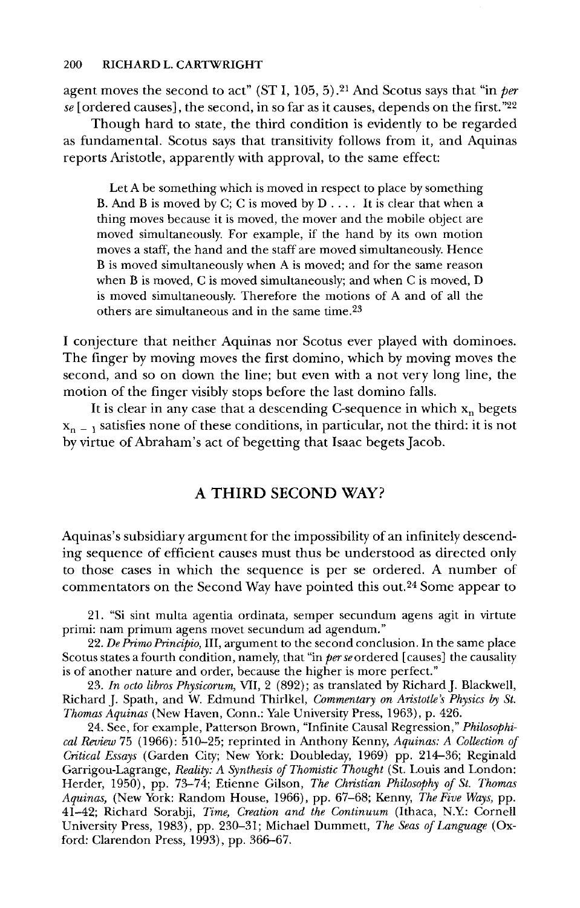agent moves the second to act" (ST I, 105, 5).[21] And Scotus says that "in *per se* [ordered causes], the second, in so far as it causes, depends on the first."[22]

Though hard to state, the third condition is evidently to be regarded as fundamental. Scotus says that transitivity follows from it, and Aquinas reports Aristotle, apparently with approval, to the same effect:

> Let A be something which is moved in respect to place by something B. And B is moved by C; C is moved by D . . . . It is clear that when a thing moves because it is moved, the mover and the mobile object are moved simultaneously. For example, if the hand by its own motion moves a staff, the hand and the staff are moved simultaneously. Hence B is moved simultaneously when A is moved; and for the same reason when B is moved, C is moved simultaneously; and when C is moved, D is moved simultaneously. Therefore the motions of A and of all the others are simultaneous and in the same time.[23]

I conjecture that neither Aquinas nor Scotus ever played with dominoes. The finger by moving moves the first domino, which by moving moves the second, and so on down the line; but even with a not very long line, the motion of the finger visibly stops before the last domino falls.

It is clear in any case that a descending C-sequence in which $x_n$ begets $x_{n-1}$ satisfies none of these conditions, in particular, not the third: it is not by virtue of Abraham's act of begetting that Isaac begets Jacob.

## A THIRD SECOND WAY?

Aquinas's subsidiary argument for the impossibility of an infinitely descending sequence of efficient causes must thus be understood as directed only to those cases in which the sequence is per se ordered. A number of commentators on the Second Way have pointed this out.[24] Some appear to

21. "Si sint multa agentia ordinata, semper secundum agens agit in virtute primi: nam primum agens movet secundum ad agendum."

22. *De Primo Principio*, III, argument to the second conclusion. In the same place Scotus states a fourth condition, namely, that "in *per se* ordered [causes] the causality is of another nature and order, because the higher is more perfect."

23. *In octo libros Physicorum*, VII, 2 (892); as translated by Richard J. Blackwell, Richard J. Spath, and W. Edmund Thirlkel, *Commentary on Aristotle's Physics by St. Thomas Aquinas* (New Haven, Conn.: Yale University Press, 1963), p. 426.

24. See, for example, Patterson Brown, "Infinite Causal Regression," *Philosophical Review* 75 (1966): 510–25; reprinted in Anthony Kenny, *Aquinas: A Collection of Critical Essays* (Garden City; New York: Doubleday, 1969) pp. 214–36; Reginald Garrigou-Lagrange, *Reality: A Synthesis of Thomistic Thought* (St. Louis and London: Herder, 1950), pp. 73–74; Etienne Gilson, *The Christian Philosophy of St. Thomas Aquinas,* (New York: Random House, 1966), pp. 67–68; Kenny, *The Five Ways*, pp. 41–42; Richard Sorabji, *Time, Creation and the Continuum* (Ithaca, N.Y.: Cornell University Press, 1983), pp. 230–31; Michael Dummett, *The Seas of Language* (Oxford: Clarendon Press, 1993), pp. 366–67.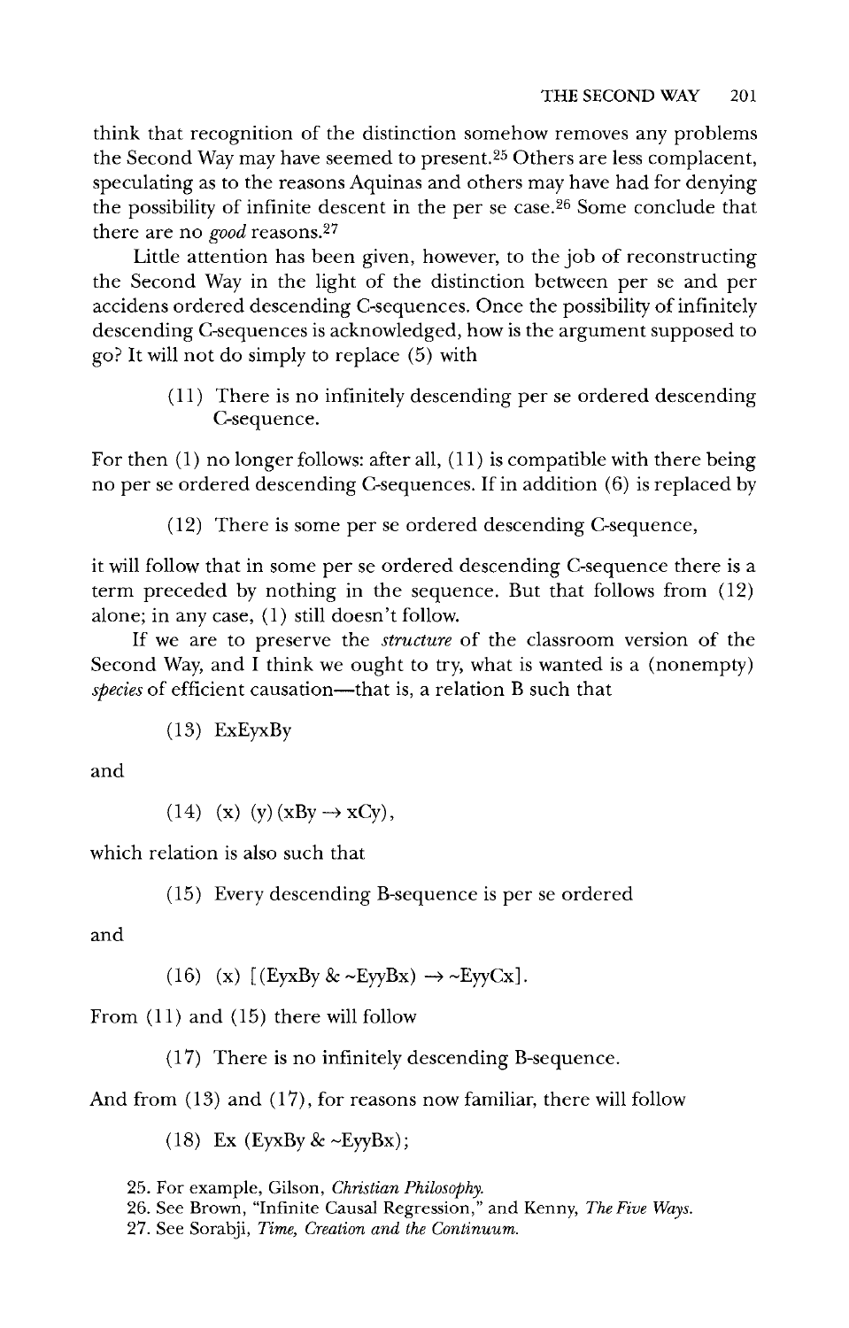think that recognition of the distinction somehow removes any problems the Second Way may have seemed to present.[25] Others are less complacent, speculating as to the reasons Aquinas and others may have had for denying the possibility of infinite descent in the per se case.[26] Some conclude that there are no *good* reasons.[27]

Little attention has been given, however, to the job of reconstructing the Second Way in the light of the distinction between per se and per accidens ordered descending C-sequences. Once the possibility of infinitely descending C-sequences is acknowledged, how is the argument supposed to go? It will not do simply to replace (5) with

> (11) There is no infinitely descending per se ordered descending C-sequence.

For then (1) no longer follows: after all, (11) is compatible with there being no per se ordered descending C-sequences. If in addition (6) is replaced by

> (12) There is some per se ordered descending C-sequence,

it will follow that in some per se ordered descending C-sequence there is a term preceded by nothing in the sequence. But that follows from (12) alone; in any case, (1) still doesn't follow.

If we are to preserve the *structure* of the classroom version of the Second Way, and I think we ought to try, what is wanted is a (nonempty) *species* of efficient causation—that is, a relation B such that

> (13) ExEyxBy

and

> (14) (x) (y) (xBy → xCy),

which relation is also such that

> (15) Every descending B-sequence is per se ordered

and

> (16) (x) [(EyxBy & ~EyyBx) → ~EyyCx].

From (11) and (15) there will follow

> (17) There is no infinitely descending B-sequence.

And from (13) and (17), for reasons now familiar, there will follow

> (18) Ex (EyxBy & ~EyyBx);

25. For example, Gilson, *Christian Philosophy*.

26. See Brown, "Infinite Causal Regression," and Kenny, *The Five Ways*.

27. See Sorabji, *Time, Creation and the Continuum*.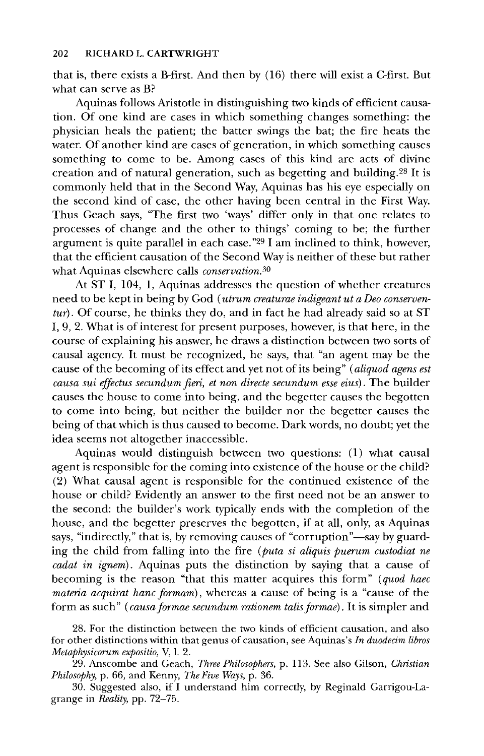that is, there exists a B-first. And then by (16) there will exist a C-first. But what can serve as B?

Aquinas follows Aristotle in distinguishing two kinds of efficient causation. Of one kind are cases in which something changes something: the physician heals the patient; the batter swings the bat; the fire heats the water. Of another kind are cases of generation, in which something causes something to come to be. Among cases of this kind are acts of divine creation and of natural generation, such as begetting and building.[28] It is commonly held that in the Second Way, Aquinas has his eye especially on the second kind of case, the other having been central in the First Way. Thus Geach says, "The first two 'ways' differ only in that one relates to processes of change and the other to things' coming to be; the further argument is quite parallel in each case."[29] I am inclined to think, however, that the efficient causation of the Second Way is neither of these but rather what Aquinas elsewhere calls *conservation*.[30]

At ST I, 104, 1, Aquinas addresses the question of whether creatures need to be kept in being by God (*utrum creaturae indigeant ut a Deo conserventur*). Of course, he thinks they do, and in fact he had already said so at ST I, 9, 2. What is of interest for present purposes, however, is that here, in the course of explaining his answer, he draws a distinction between two sorts of causal agency. It must be recognized, he says, that "an agent may be the cause of the becoming of its effect and yet not of its being" (*aliquod agens est causa sui effectus secundum fieri, et non directe secundum esse eius*). The builder causes the house to come into being, and the begetter causes the begotten to come into being, but neither the builder nor the begetter causes the being of that which is thus caused to become. Dark words, no doubt; yet the idea seems not altogether inaccessible.

Aquinas would distinguish between two questions: (1) what causal agent is responsible for the coming into existence of the house or the child? (2) What causal agent is responsible for the continued existence of the house or child? Evidently an answer to the first need not be an answer to the second: the builder's work typically ends with the completion of the house, and the begetter preserves the begotten, if at all, only, as Aquinas says, "indirectly," that is, by removing causes of "corruption"—say by guarding the child from falling into the fire (*puta si aliquis puerum custodiat ne cadat in ignem*). Aquinas puts the distinction by saying that a cause of becoming is the reason "that this matter acquires this form" (*quod haec materia acquirat hanc formam*), whereas a cause of being is a "cause of the form as such" (*causa formae secundum rationem talis formae*). It is simpler and

28. For the distinction between the two kinds of efficient causation, and also for other distinctions within that genus of causation, see Aquinas's *In duodecim libros Metaphysicorum expositio*, V, l. 2.

29. Anscombe and Geach, *Three Philosophers*, p. 113. See also Gilson, *Christian Philosophy*, p. 66, and Kenny, *The Five Ways*, p. 36.

30. Suggested also, if I understand him correctly, by Reginald Garrigou-Lagrange in *Reality*, pp. 72–75.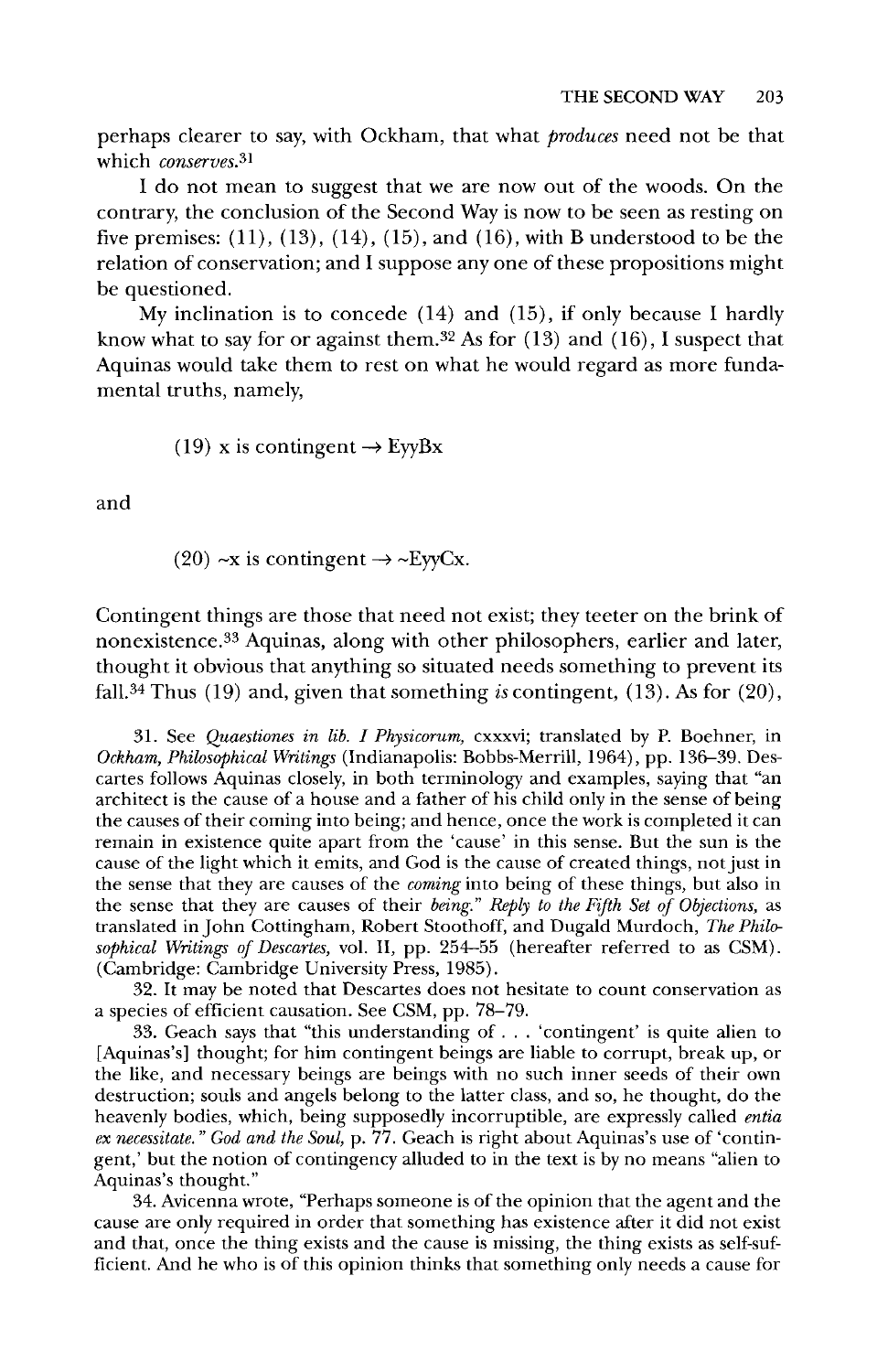perhaps clearer to say, with Ockham, that what *produces* need not be that which *conserves*.[31]

I do not mean to suggest that we are now out of the woods. On the contrary, the conclusion of the Second Way is now to be seen as resting on five premises: (11), (13), (14), (15), and (16), with B understood to be the relation of conservation; and I suppose any one of these propositions might be questioned.

My inclination is to concede (14) and (15), if only because I hardly know what to say for or against them.[32] As for (13) and (16), I suspect that Aquinas would take them to rest on what he would regard as more fundamental truths, namely,

(19) x is contingent $\rightarrow$ EyyBx

and

(20) ~x is contingent $\rightarrow$ ~EyyCx.

Contingent things are those that need not exist; they teeter on the brink of nonexistence.[33] Aquinas, along with other philosophers, earlier and later, thought it obvious that anything so situated needs something to prevent its fall.[34] Thus (19) and, given that something *is* contingent, (13). As for (20),

31. See *Quaestiones in lib. I Physicorum*, cxxxvi; translated by P. Boehner, in *Ockham, Philosophical Writings* (Indianapolis: Bobbs-Merrill, 1964), pp. 136–39. Descartes follows Aquinas closely, in both terminology and examples, saying that "an architect is the cause of a house and a father of his child only in the sense of being the causes of their coming into being; and hence, once the work is completed it can remain in existence quite apart from the 'cause' in this sense. But the sun is the cause of the light which it emits, and God is the cause of created things, not just in the sense that they are causes of the *coming* into being of these things, but also in the sense that they are causes of their *being*." *Reply to the Fifth Set of Objections*, as translated in John Cottingham, Robert Stoothoff, and Dugald Murdoch, *The Philosophical Writings of Descartes*, vol. II, pp. 254–55 (hereafter referred to as CSM). (Cambridge: Cambridge University Press, 1985).

32. It may be noted that Descartes does not hesitate to count conservation as a species of efficient causation. See CSM, pp. 78–79.

33. Geach says that "this understanding of . . . 'contingent' is quite alien to [Aquinas's] thought; for him contingent beings are liable to corrupt, break up, or the like, and necessary beings are beings with no such inner seeds of their own destruction; souls and angels belong to the latter class, and so, he thought, do the heavenly bodies, which, being supposedly incorruptible, are expressly called *entia ex necessitate.*" *God and the Soul*, p. 77. Geach is right about Aquinas's use of 'contingent,' but the notion of contingency alluded to in the text is by no means "alien to Aquinas's thought."

34. Avicenna wrote, "Perhaps someone is of the opinion that the agent and the cause are only required in order that something has existence after it did not exist and that, once the thing exists and the cause is missing, the thing exists as self-sufficient. And he who is of this opinion thinks that something only needs a cause for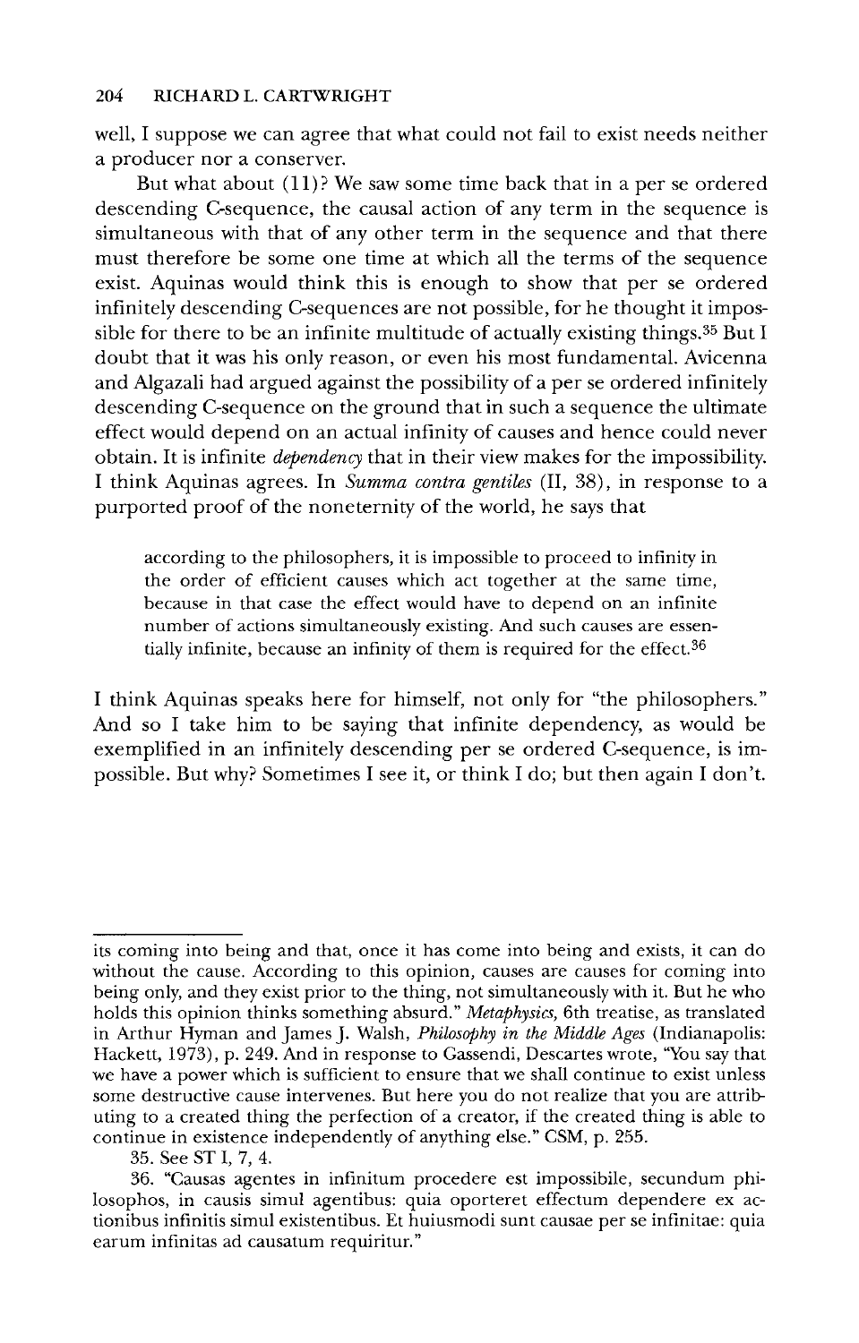well, I suppose we can agree that what could not fail to exist needs neither a producer nor a conserver.

But what about (11)? We saw some time back that in a per se ordered descending C-sequence, the causal action of any term in the sequence is simultaneous with that of any other term in the sequence and that there must therefore be some one time at which all the terms of the sequence exist. Aquinas would think this is enough to show that per se ordered infinitely descending C-sequences are not possible, for he thought it impossible for there to be an infinite multitude of actually existing things.[35] But I doubt that it was his only reason, or even his most fundamental. Avicenna and Algazali had argued against the possibility of a per se ordered infinitely descending C-sequence on the ground that in such a sequence the ultimate effect would depend on an actual infinity of causes and hence could never obtain. It is infinite *dependency* that in their view makes for the impossibility. I think Aquinas agrees. In *Summa contra gentiles* (II, 38), in response to a purported proof of the noneternity of the world, he says that

> according to the philosophers, it is impossible to proceed to infinity in the order of efficient causes which act together at the same time, because in that case the effect would have to depend on an infinite number of actions simultaneously existing. And such causes are essentially infinite, because an infinity of them is required for the effect.[36]

I think Aquinas speaks here for himself, not only for "the philosophers." And so I take him to be saying that infinite dependency, as would be exemplified in an infinitely descending per se ordered C-sequence, is impossible. But why? Sometimes I see it, or think I do; but then again I don't.

---

its coming into being and that, once it has come into being and exists, it can do without the cause. According to this opinion, causes are causes for coming into being only, and they exist prior to the thing, not simultaneously with it. But he who holds this opinion thinks something absurd." *Metaphysics*, 6th treatise, as translated in Arthur Hyman and James J. Walsh, *Philosophy in the Middle Ages* (Indianapolis: Hackett, 1973), p. 249. And in response to Gassendi, Descartes wrote, "You say that we have a power which is sufficient to ensure that we shall continue to exist unless some destructive cause intervenes. But here you do not realize that you are attributing to a created thing the perfection of a creator, if the created thing is able to continue in existence independently of anything else." CSM, p. 255.

35. See ST I, 7, 4.

36. "Causas agentes in infinitum procedere est impossibile, secundum philosophos, in causis simul agentibus: quia oporteret effectum dependere ex actionibus infinitis simul existentibus. Et huiusmodi sunt causae per se infinitae: quia earum infinitas ad causatum requiritur."